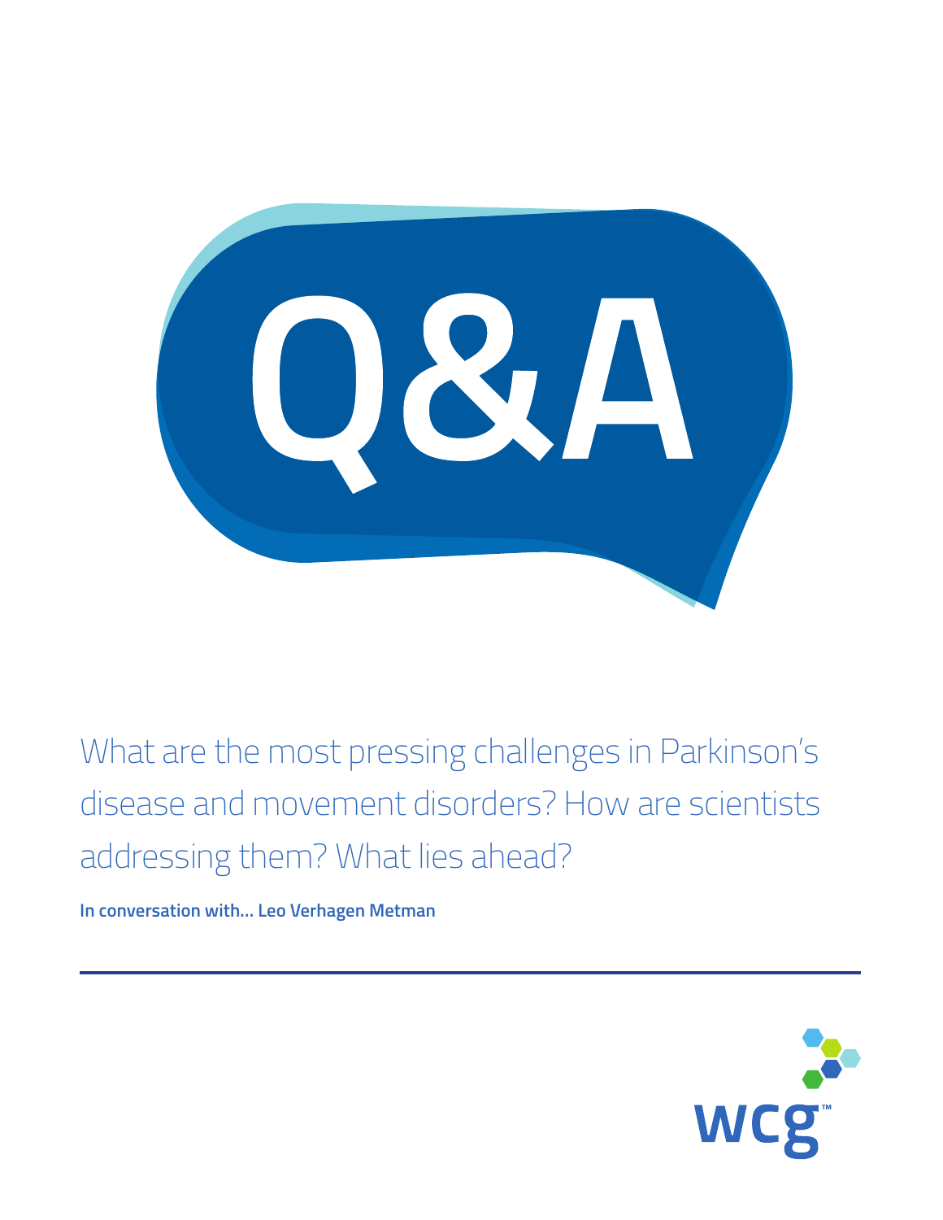# Q&A

What are the most pressing challenges in Parkinson's disease and movement disorders? How are scientists addressing them? What lies ahead?

**In conversation with… Leo Verhagen Metman**

---

wcg™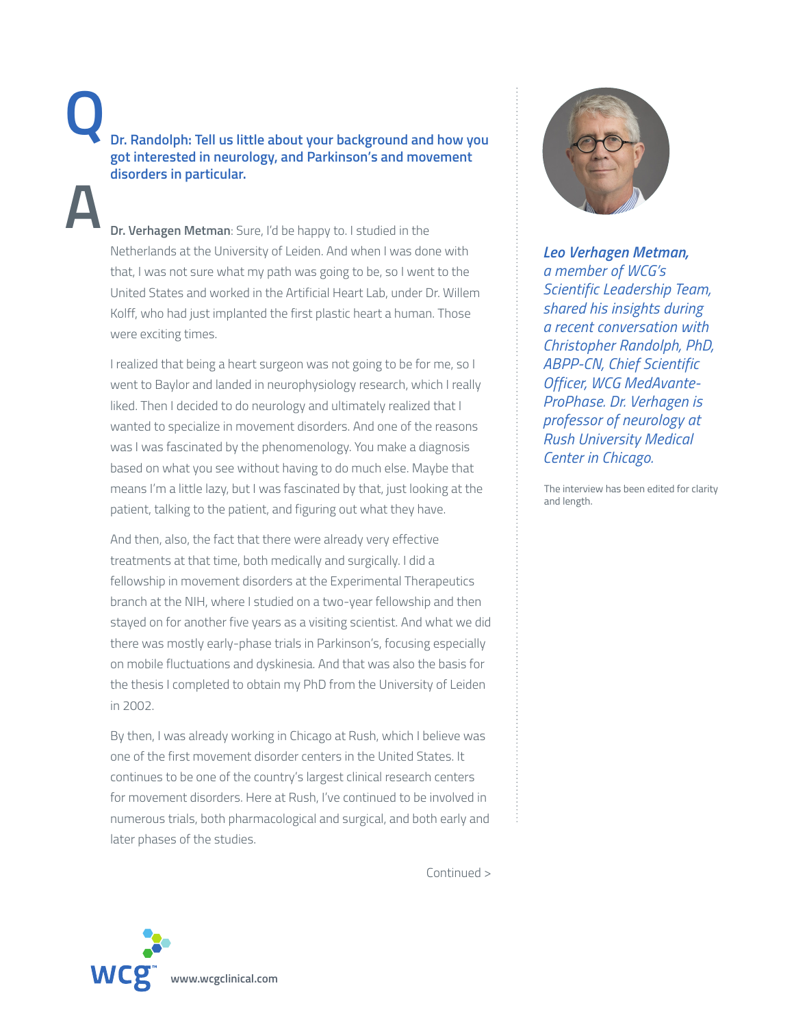**Q**

**Dr. Randolph: Tell us little about your background and how you got interested in neurology, and Parkinson's and movement disorders in particular.**

**A**

**Dr. Verhagen Metman**: Sure, I'd be happy to. I studied in the Netherlands at the University of Leiden. And when I was done with that, I was not sure what my path was going to be, so I went to the United States and worked in the Artificial Heart Lab, under Dr. Willem Kolff, who had just implanted the first plastic heart a human. Those were exciting times.

I realized that being a heart surgeon was not going to be for me, so I went to Baylor and landed in neurophysiology research, which I really liked. Then I decided to do neurology and ultimately realized that I wanted to specialize in movement disorders. And one of the reasons was I was fascinated by the phenomenology. You make a diagnosis based on what you see without having to do much else. Maybe that means I'm a little lazy, but I was fascinated by that, just looking at the patient, talking to the patient, and figuring out what they have.

And then, also, the fact that there were already very effective treatments at that time, both medically and surgically. I did a fellowship in movement disorders at the Experimental Therapeutics branch at the NIH, where I studied on a two-year fellowship and then stayed on for another five years as a visiting scientist. And what we did there was mostly early-phase trials in Parkinson's, focusing especially on mobile fluctuations and dyskinesia. And that was also the basis for the thesis I completed to obtain my PhD from the University of Leiden in 2002.

By then, I was already working in Chicago at Rush, which I believe was one of the first movement disorder centers in the United States. It continues to be one of the country's largest clinical research centers for movement disorders. Here at Rush, I've continued to be involved in numerous trials, both pharmacological and surgical, and both early and later phases of the studies.

Continued >

***Leo Verhagen Metman**, a member of WCG's Scientific Leadership Team, shared his insights during a recent conversation with Christopher Randolph, PhD, ABPP-CN, Chief Scientific Officer, WCG MedAvante-ProPhase. Dr. Verhagen is professor of neurology at Rush University Medical Center in Chicago.*

The interview has been edited for clarity and length.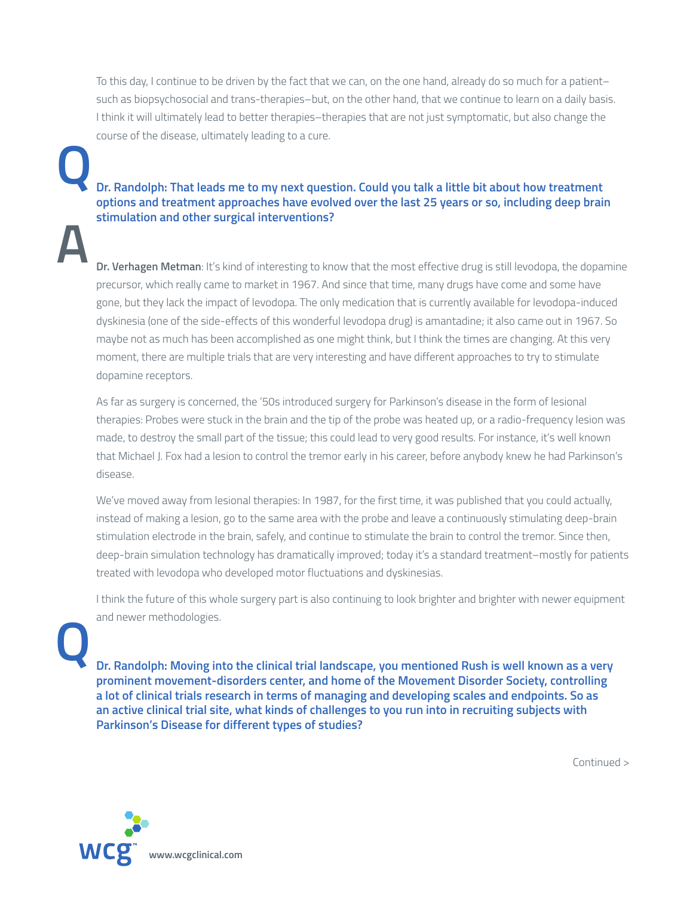To this day, I continue to be driven by the fact that we can, on the one hand, already do so much for a patient–such as biopsychosocial and trans-therapies–but, on the other hand, that we continue to learn on a daily basis. I think it will ultimately lead to better therapies–therapies that are not just symptomatic, but also change the course of the disease, ultimately leading to a cure.

**Q**

**Dr. Randolph: That leads me to my next question. Could you talk a little bit about how treatment options and treatment approaches have evolved over the last 25 years or so, including deep brain stimulation and other surgical interventions?**

**A**

**Dr. Verhagen Metman**: It's kind of interesting to know that the most effective drug is still levodopa, the dopamine precursor, which really came to market in 1967. And since that time, many drugs have come and some have gone, but they lack the impact of levodopa. The only medication that is currently available for levodopa-induced dyskinesia (one of the side-effects of this wonderful levodopa drug) is amantadine; it also came out in 1967. So maybe not as much has been accomplished as one might think, but I think the times are changing. At this very moment, there are multiple trials that are very interesting and have different approaches to try to stimulate dopamine receptors.

As far as surgery is concerned, the '50s introduced surgery for Parkinson's disease in the form of lesional therapies: Probes were stuck in the brain and the tip of the probe was heated up, or a radio-frequency lesion was made, to destroy the small part of the tissue; this could lead to very good results. For instance, it's well known that Michael J. Fox had a lesion to control the tremor early in his career, before anybody knew he had Parkinson's disease.

We've moved away from lesional therapies: In 1987, for the first time, it was published that you could actually, instead of making a lesion, go to the same area with the probe and leave a continuously stimulating deep-brain stimulation electrode in the brain, safely, and continue to stimulate the brain to control the tremor. Since then, deep-brain simulation technology has dramatically improved; today it's a standard treatment–mostly for patients treated with levodopa who developed motor fluctuations and dyskinesias.

I think the future of this whole surgery part is also continuing to look brighter and brighter with newer equipment and newer methodologies.

**Q**

**Dr. Randolph: Moving into the clinical trial landscape, you mentioned Rush is well known as a very prominent movement-disorders center, and home of the Movement Disorder Society, controlling a lot of clinical trials research in terms of managing and developing scales and endpoints. So as an active clinical trial site, what kinds of challenges to you run into in recruiting subjects with Parkinson's Disease for different types of studies?**

Continued >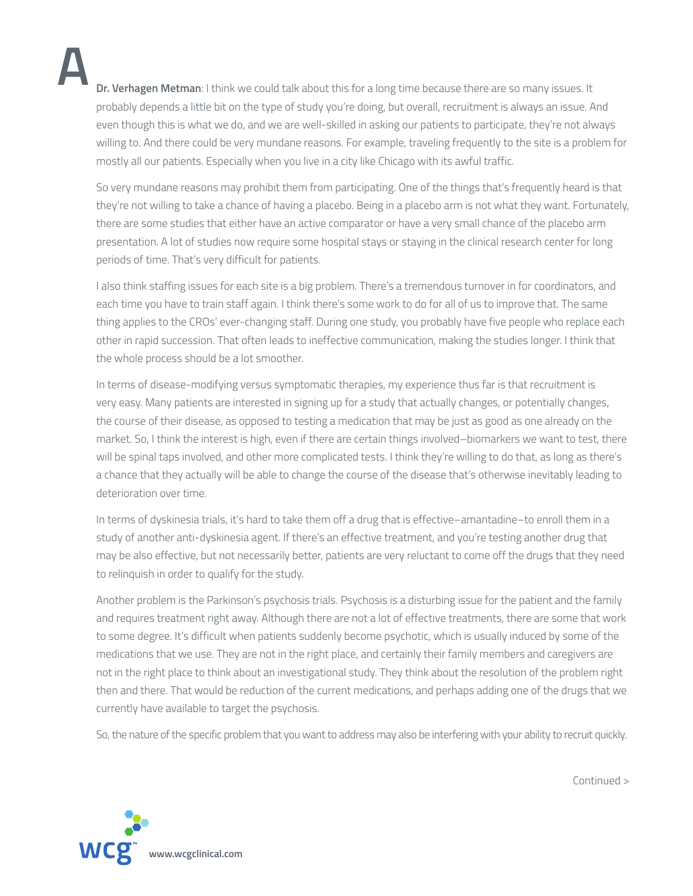**A**

**Dr. Verhagen Metman**: I think we could talk about this for a long time because there are so many issues. It probably depends a little bit on the type of study you're doing, but overall, recruitment is always an issue. And even though this is what we do, and we are well-skilled in asking our patients to participate, they're not always willing to. And there could be very mundane reasons. For example, traveling frequently to the site is a problem for mostly all our patients. Especially when you live in a city like Chicago with its awful traffic.

So very mundane reasons may prohibit them from participating. One of the things that's frequently heard is that they're not willing to take a chance of having a placebo. Being in a placebo arm is not what they want. Fortunately, there are some studies that either have an active comparator or have a very small chance of the placebo arm presentation. A lot of studies now require some hospital stays or staying in the clinical research center for long periods of time. That's very difficult for patients.

I also think staffing issues for each site is a big problem. There's a tremendous turnover in for coordinators, and each time you have to train staff again. I think there's some work to do for all of us to improve that. The same thing applies to the CROs' ever-changing staff. During one study, you probably have five people who replace each other in rapid succession. That often leads to ineffective communication, making the studies longer. I think that the whole process should be a lot smoother.

In terms of disease-modifying versus symptomatic therapies, my experience thus far is that recruitment is very easy. Many patients are interested in signing up for a study that actually changes, or potentially changes, the course of their disease, as opposed to testing a medication that may be just as good as one already on the market. So, I think the interest is high, even if there are certain things involved–biomarkers we want to test, there will be spinal taps involved, and other more complicated tests. I think they're willing to do that, as long as there's a chance that they actually will be able to change the course of the disease that's otherwise inevitably leading to deterioration over time.

In terms of dyskinesia trials, it's hard to take them off a drug that is effective–amantadine–to enroll them in a study of another anti-dyskinesia agent. If there's an effective treatment, and you're testing another drug that may be also effective, but not necessarily better, patients are very reluctant to come off the drugs that they need to relinquish in order to qualify for the study.

Another problem is the Parkinson's psychosis trials. Psychosis is a disturbing issue for the patient and the family and requires treatment right away. Although there are not a lot of effective treatments, there are some that work to some degree. It's difficult when patients suddenly become psychotic, which is usually induced by some of the medications that we use. They are not in the right place, and certainly their family members and caregivers are not in the right place to think about an investigational study. They think about the resolution of the problem right then and there. That would be reduction of the current medications, and perhaps adding one of the drugs that we currently have available to target the psychosis.

So, the nature of the specific problem that you want to address may also be interfering with your ability to recruit quickly.

Continued >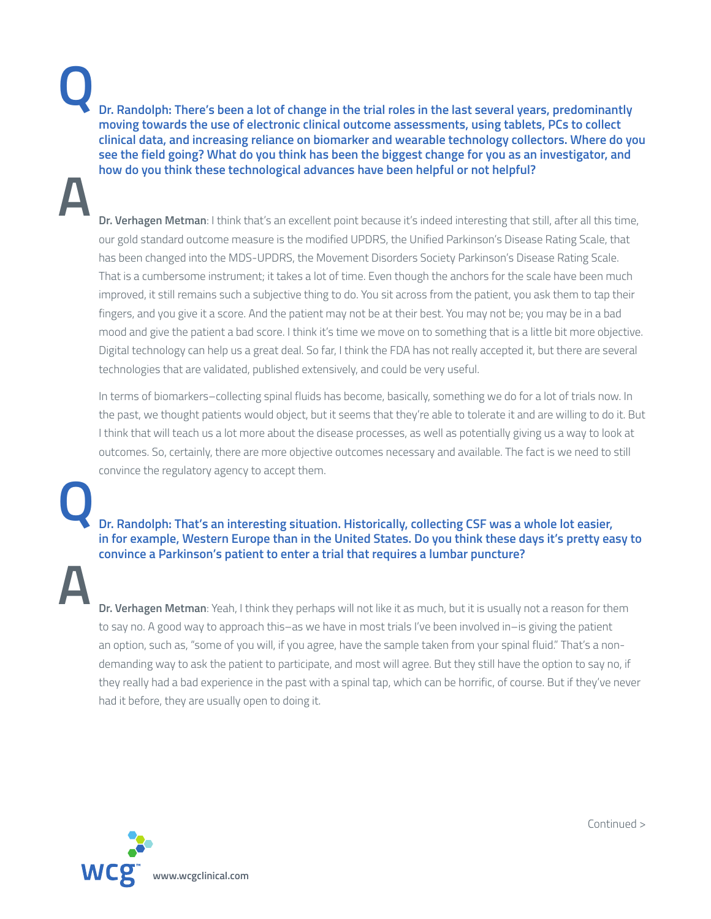**Q**

**Dr. Randolph: There's been a lot of change in the trial roles in the last several years, predominantly moving towards the use of electronic clinical outcome assessments, using tablets, PCs to collect clinical data, and increasing reliance on biomarker and wearable technology collectors. Where do you see the field going? What do you think has been the biggest change for you as an investigator, and how do you think these technological advances have been helpful or not helpful?**

**A**

**Dr. Verhagen Metman**: I think that's an excellent point because it's indeed interesting that still, after all this time, our gold standard outcome measure is the modified UPDRS, the Unified Parkinson's Disease Rating Scale, that has been changed into the MDS-UPDRS, the Movement Disorders Society Parkinson's Disease Rating Scale. That is a cumbersome instrument; it takes a lot of time. Even though the anchors for the scale have been much improved, it still remains such a subjective thing to do. You sit across from the patient, you ask them to tap their fingers, and you give it a score. And the patient may not be at their best. You may not be; you may be in a bad mood and give the patient a bad score. I think it's time we move on to something that is a little bit more objective. Digital technology can help us a great deal. So far, I think the FDA has not really accepted it, but there are several technologies that are validated, published extensively, and could be very useful.

In terms of biomarkers–collecting spinal fluids has become, basically, something we do for a lot of trials now. In the past, we thought patients would object, but it seems that they're able to tolerate it and are willing to do it. But I think that will teach us a lot more about the disease processes, as well as potentially giving us a way to look at outcomes. So, certainly, there are more objective outcomes necessary and available. The fact is we need to still convince the regulatory agency to accept them.

**Q**

**Dr. Randolph: That's an interesting situation. Historically, collecting CSF was a whole lot easier, in for example, Western Europe than in the United States. Do you think these days it's pretty easy to convince a Parkinson's patient to enter a trial that requires a lumbar puncture?**

**A**

**Dr. Verhagen Metman**: Yeah, I think they perhaps will not like it as much, but it is usually not a reason for them to say no. A good way to approach this–as we have in most trials I've been involved in–is giving the patient an option, such as, "some of you will, if you agree, have the sample taken from your spinal fluid." That's a non-demanding way to ask the patient to participate, and most will agree. But they still have the option to say no, if they really had a bad experience in the past with a spinal tap, which can be horrific, of course. But if they've never had it before, they are usually open to doing it.

Continued >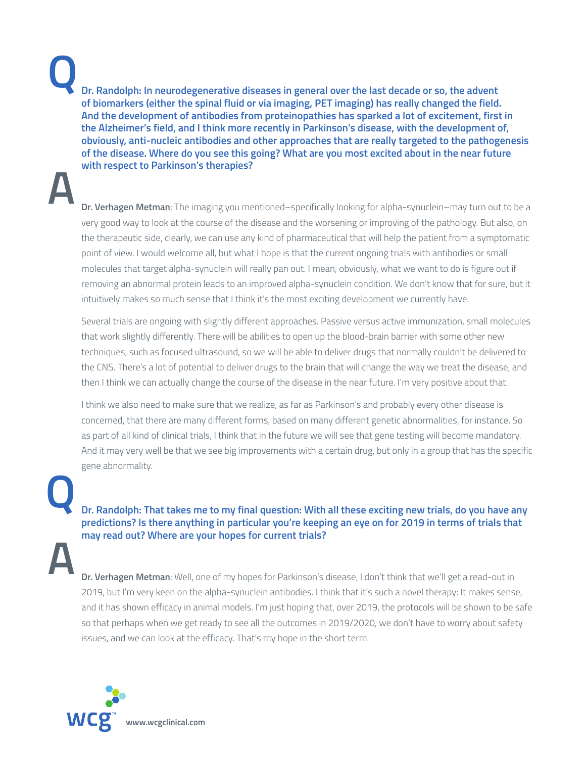**Q**

**Dr. Randolph: In neurodegenerative diseases in general over the last decade or so, the advent of biomarkers (either the spinal fluid or via imaging, PET imaging) has really changed the field. And the development of antibodies from proteinopathies has sparked a lot of excitement, first in the Alzheimer's field, and I think more recently in Parkinson's disease, with the development of, obviously, anti-nucleic antibodies and other approaches that are really targeted to the pathogenesis of the disease. Where do you see this going? What are you most excited about in the near future with respect to Parkinson's therapies?**

**A**

**Dr. Verhagen Metman**: The imaging you mentioned–specifically looking for alpha-synuclein–may turn out to be a very good way to look at the course of the disease and the worsening or improving of the pathology. But also, on the therapeutic side, clearly, we can use any kind of pharmaceutical that will help the patient from a symptomatic point of view. I would welcome all, but what I hope is that the current ongoing trials with antibodies or small molecules that target alpha-synuclein will really pan out. I mean, obviously, what we want to do is figure out if removing an abnormal protein leads to an improved alpha-synuclein condition. We don't know that for sure, but it intuitively makes so much sense that I think it's the most exciting development we currently have.

Several trials are ongoing with slightly different approaches. Passive versus active immunization, small molecules that work slightly differently. There will be abilities to open up the blood-brain barrier with some other new techniques, such as focused ultrasound, so we will be able to deliver drugs that normally couldn't be delivered to the CNS. There's a lot of potential to deliver drugs to the brain that will change the way we treat the disease, and then I think we can actually change the course of the disease in the near future. I'm very positive about that.

I think we also need to make sure that we realize, as far as Parkinson's and probably every other disease is concerned, that there are many different forms, based on many different genetic abnormalities, for instance. So as part of all kind of clinical trials, I think that in the future we will see that gene testing will become mandatory. And it may very well be that we see big improvements with a certain drug, but only in a group that has the specific gene abnormality.

**Q**

**Dr. Randolph: That takes me to my final question: With all these exciting new trials, do you have any predictions? Is there anything in particular you're keeping an eye on for 2019 in terms of trials that may read out? Where are your hopes for current trials?**

**A**

**Dr. Verhagen Metman**: Well, one of my hopes for Parkinson's disease, I don't think that we'll get a read-out in 2019, but I'm very keen on the alpha-synuclein antibodies. I think that it's such a novel therapy: It makes sense, and it has shown efficacy in animal models. I'm just hoping that, over 2019, the protocols will be shown to be safe so that perhaps when we get ready to see all the outcomes in 2019/2020, we don't have to worry about safety issues, and we can look at the efficacy. That's my hope in the short term.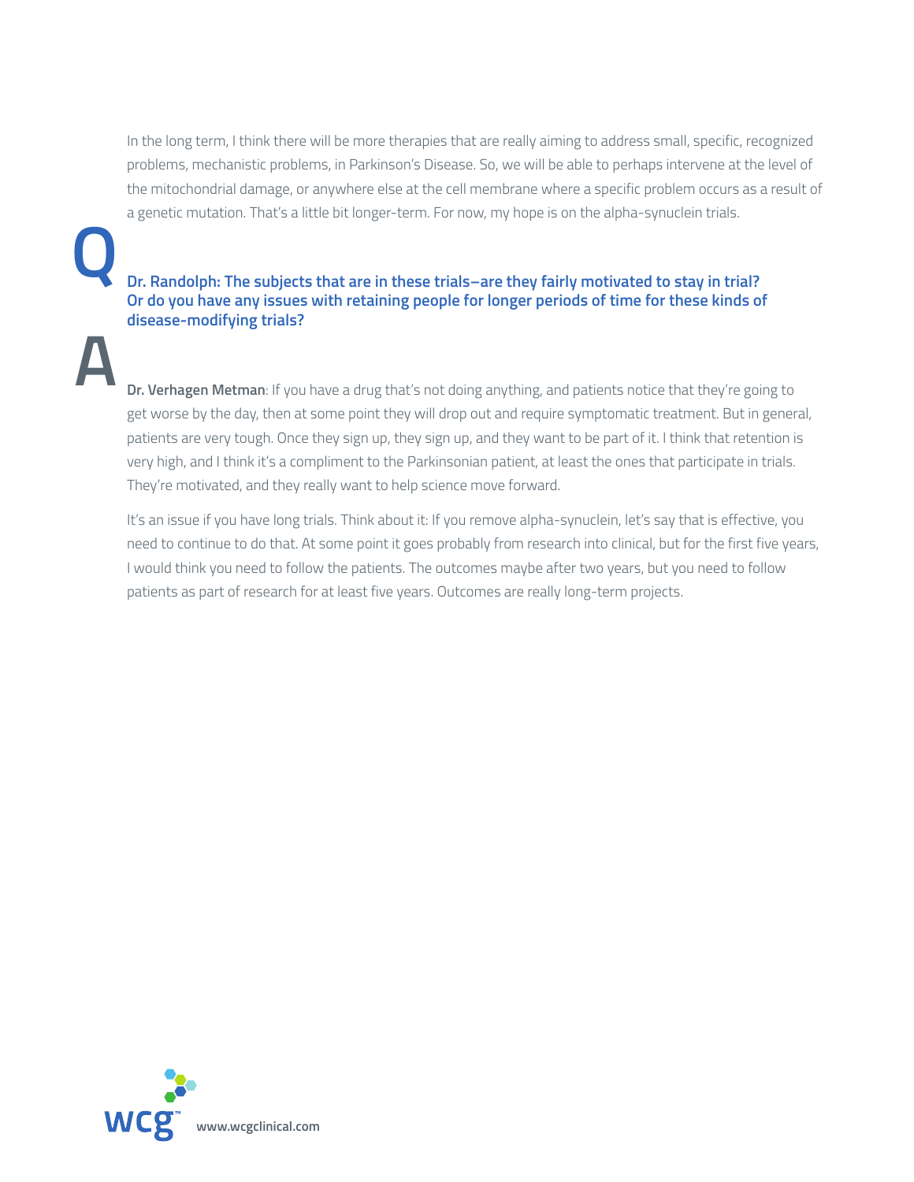In the long term, I think there will be more therapies that are really aiming to address small, specific, recognized problems, mechanistic problems, in Parkinson's Disease. So, we will be able to perhaps intervene at the level of the mitochondrial damage, or anywhere else at the cell membrane where a specific problem occurs as a result of a genetic mutation. That's a little bit longer-term. For now, my hope is on the alpha-synuclein trials.

**Q**

**Dr. Randolph: The subjects that are in these trials–are they fairly motivated to stay in trial? Or do you have any issues with retaining people for longer periods of time for these kinds of disease-modifying trials?**

**A**

**Dr. Verhagen Metman**: If you have a drug that's not doing anything, and patients notice that they're going to get worse by the day, then at some point they will drop out and require symptomatic treatment. But in general, patients are very tough. Once they sign up, they sign up, and they want to be part of it. I think that retention is very high, and I think it's a compliment to the Parkinsonian patient, at least the ones that participate in trials. They're motivated, and they really want to help science move forward.

It's an issue if you have long trials. Think about it: If you remove alpha-synuclein, let's say that is effective, you need to continue to do that. At some point it goes probably from research into clinical, but for the first five years, I would think you need to follow the patients. The outcomes maybe after two years, but you need to follow patients as part of research for at least five years. Outcomes are really long-term projects.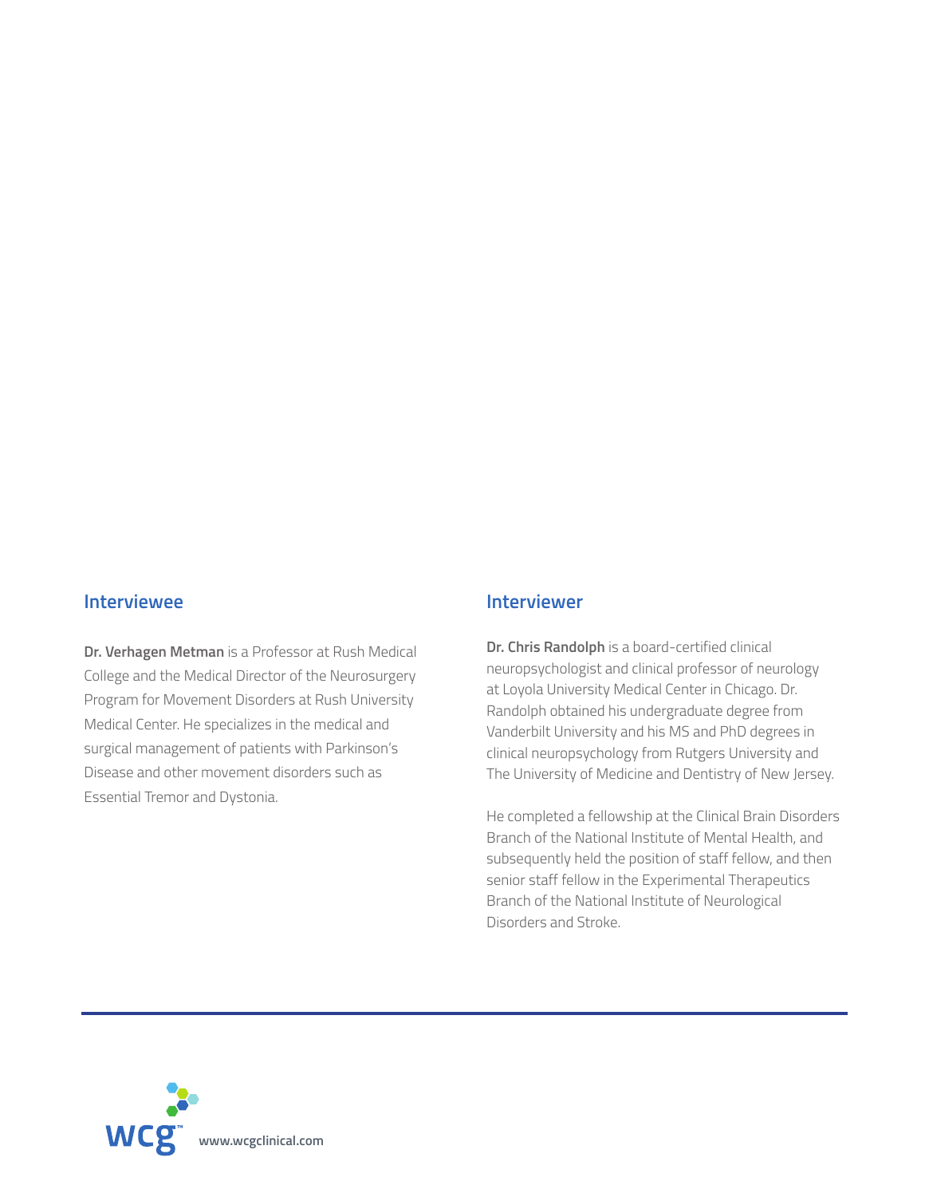## Interviewee

**Dr. Verhagen Metman** is a Professor at Rush Medical College and the Medical Director of the Neurosurgery Program for Movement Disorders at Rush University Medical Center. He specializes in the medical and surgical management of patients with Parkinson's Disease and other movement disorders such as Essential Tremor and Dystonia.

## Interviewer

**Dr. Chris Randolph** is a board-certified clinical neuropsychologist and clinical professor of neurology at Loyola University Medical Center in Chicago. Dr. Randolph obtained his undergraduate degree from Vanderbilt University and his MS and PhD degrees in clinical neuropsychology from Rutgers University and The University of Medicine and Dentistry of New Jersey.

He completed a fellowship at the Clinical Brain Disorders Branch of the National Institute of Mental Health, and subsequently held the position of staff fellow, and then senior staff fellow in the Experimental Therapeutics Branch of the National Institute of Neurological Disorders and Stroke.

wcg™ www.wcgclinical.com